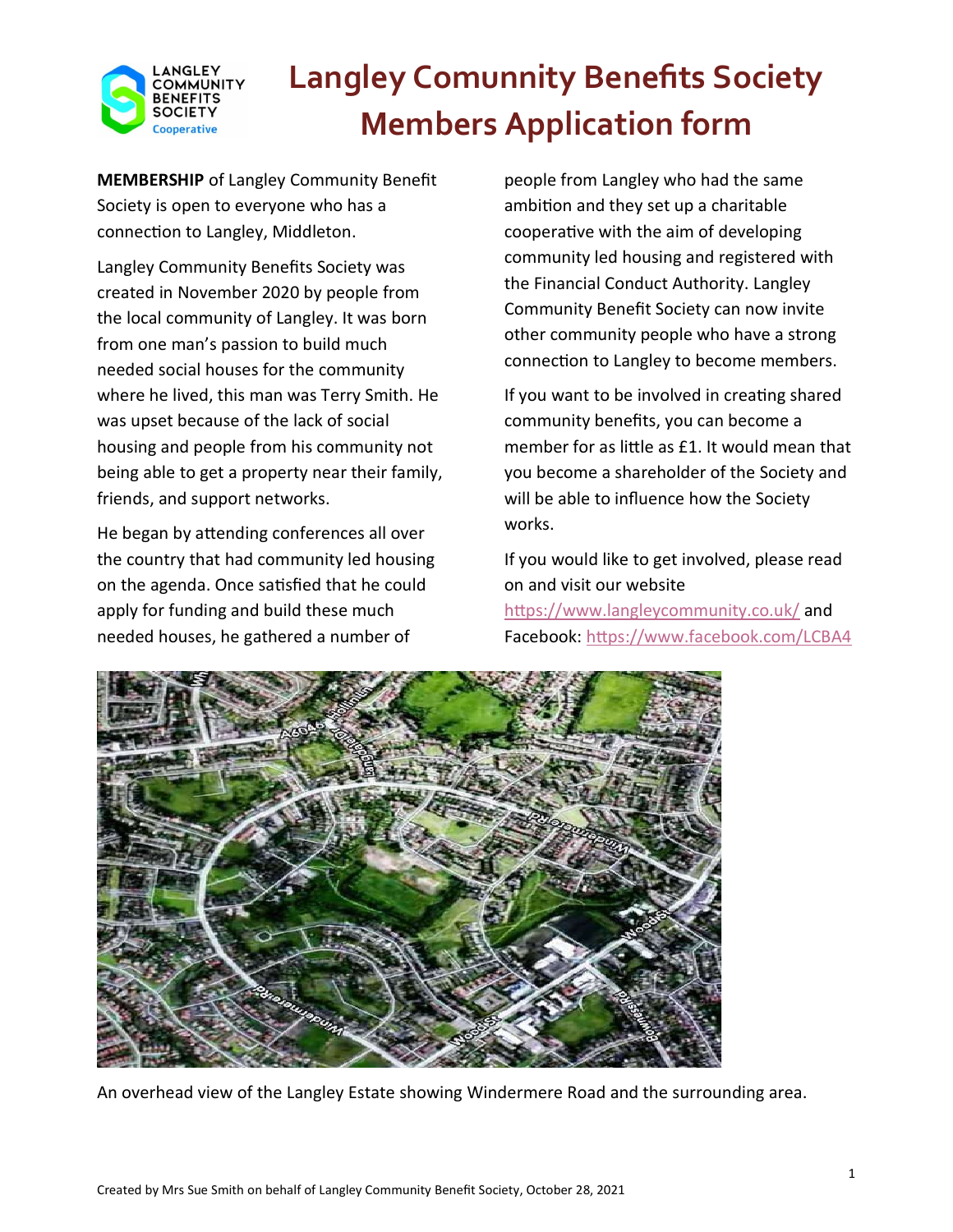# Langley Comunnity Benefits Society Members Application form

**MEMBERSHIP** of Langley Community Benefit Society is open to everyone who has a connection to Langley, Middleton.

Langley Community Benefits Society was created in November 2020 by people from the local community of Langley. It was born from one man's passion to build much needed social houses for the community where he lived, this man was Terry Smith. He was upset because of the lack of social housing and people from his community not being able to get a property near their family, friends, and support networks.

He began by attending conferences all over the country that had community led housing on the agenda. Once satisfied that he could apply for funding and build these much needed houses, he gathered a number of people from Langley who had the same ambition and they set up a charitable cooperative with the aim of developing community led housing and registered with the Financial Conduct Authority. Langley Community Benefit Society can now invite other community people who have a strong connection to Langley to become members.

If you want to be involved in creating shared community benefits, you can become a member for as little as £1. It would mean that you become a shareholder of the Society and will be able to influence how the Society works.

If you would like to get involved, please read on and visit our website https://www.langleycommunity.co.uk/ and Facebook: https://www.facebook.com/LCBA4

An overhead view of the Langley Estate showing Windermere Road and the surrounding area.

Created by Mrs Sue Smith on behalf of Langley Community Benefit Society, October 28, 2021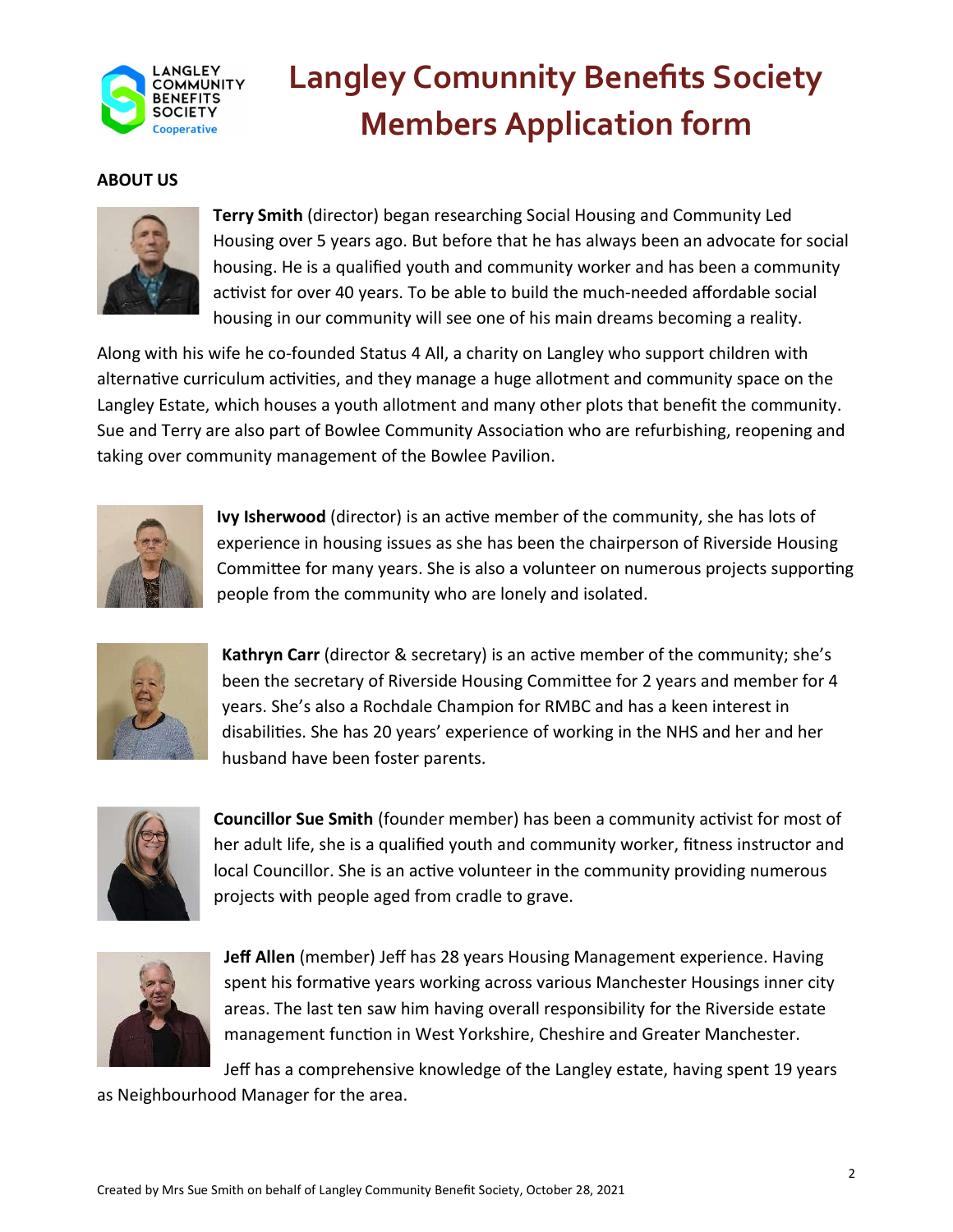# Langley Comunnity Benefits Society Members Application form

**ABOUT US**

**Terry Smith** (director) began researching Social Housing and Community Led Housing over 5 years ago. But before that he has always been an advocate for social housing. He is a qualified youth and community worker and has been a community activist for over 40 years. To be able to build the much-needed affordable social housing in our community will see one of his main dreams becoming a reality.

Along with his wife he co-founded Status 4 All, a charity on Langley who support children with alternative curriculum activities, and they manage a huge allotment and community space on the Langley Estate, which houses a youth allotment and many other plots that benefit the community. Sue and Terry are also part of Bowlee Community Association who are refurbishing, reopening and taking over community management of the Bowlee Pavilion.

**Ivy Isherwood** (director) is an active member of the community, she has lots of experience in housing issues as she has been the chairperson of Riverside Housing Committee for many years. She is also a volunteer on numerous projects supporting people from the community who are lonely and isolated.

**Kathryn Carr** (director & secretary) is an active member of the community; she's been the secretary of Riverside Housing Committee for 2 years and member for 4 years. She's also a Rochdale Champion for RMBC and has a keen interest in disabilities. She has 20 years' experience of working in the NHS and her and her husband have been foster parents.

**Councillor Sue Smith** (founder member) has been a community activist for most of her adult life, she is a qualified youth and community worker, fitness instructor and local Councillor. She is an active volunteer in the community providing numerous projects with people aged from cradle to grave.

**Jeff Allen** (member) Jeff has 28 years Housing Management experience. Having spent his formative years working across various Manchester Housings inner city areas. The last ten saw him having overall responsibility for the Riverside estate management function in West Yorkshire, Cheshire and Greater Manchester.

Jeff has a comprehensive knowledge of the Langley estate, having spent 19 years as Neighbourhood Manager for the area.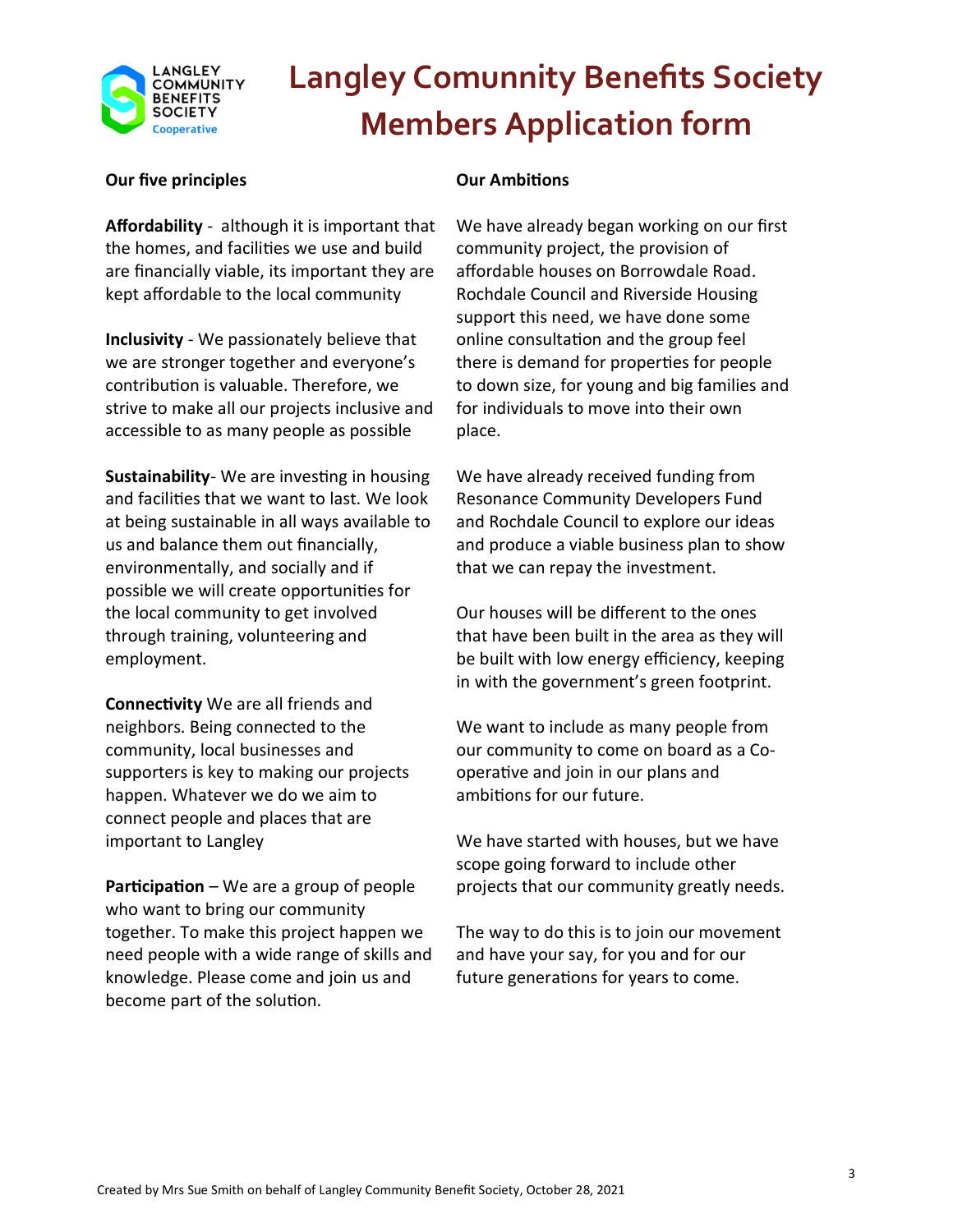# Langley Comunnity Benefits Society Members Application form

**Our five principles**

**Affordability** - although it is important that the homes, and facilities we use and build are financially viable, its important they are kept affordable to the local community

**Inclusivity** - We passionately believe that we are stronger together and everyone's contribution is valuable. Therefore, we strive to make all our projects inclusive and accessible to as many people as possible

**Sustainability**- We are investing in housing and facilities that we want to last. We look at being sustainable in all ways available to us and balance them out financially, environmentally, and socially and if possible we will create opportunities for the local community to get involved through training, volunteering and employment.

**Connectivity** We are all friends and neighbors. Being connected to the community, local businesses and supporters is key to making our projects happen. Whatever we do we aim to connect people and places that are important to Langley

**Participation** – We are a group of people who want to bring our community together. To make this project happen we need people with a wide range of skills and knowledge. Please come and join us and become part of the solution.

**Our Ambitions**

We have already began working on our first community project, the provision of affordable houses on Borrowdale Road. Rochdale Council and Riverside Housing support this need, we have done some online consultation and the group feel there is demand for properties for people to down size, for young and big families and for individuals to move into their own place.

We have already received funding from Resonance Community Developers Fund and Rochdale Council to explore our ideas and produce a viable business plan to show that we can repay the investment.

Our houses will be different to the ones that have been built in the area as they will be built with low energy efficiency, keeping in with the government's green footprint.

We want to include as many people from our community to come on board as a Co-operative and join in our plans and ambitions for our future.

We have started with houses, but we have scope going forward to include other projects that our community greatly needs.

The way to do this is to join our movement and have your say, for you and for our future generations for years to come.

Created by Mrs Sue Smith on behalf of Langley Community Benefit Society, October 28, 2021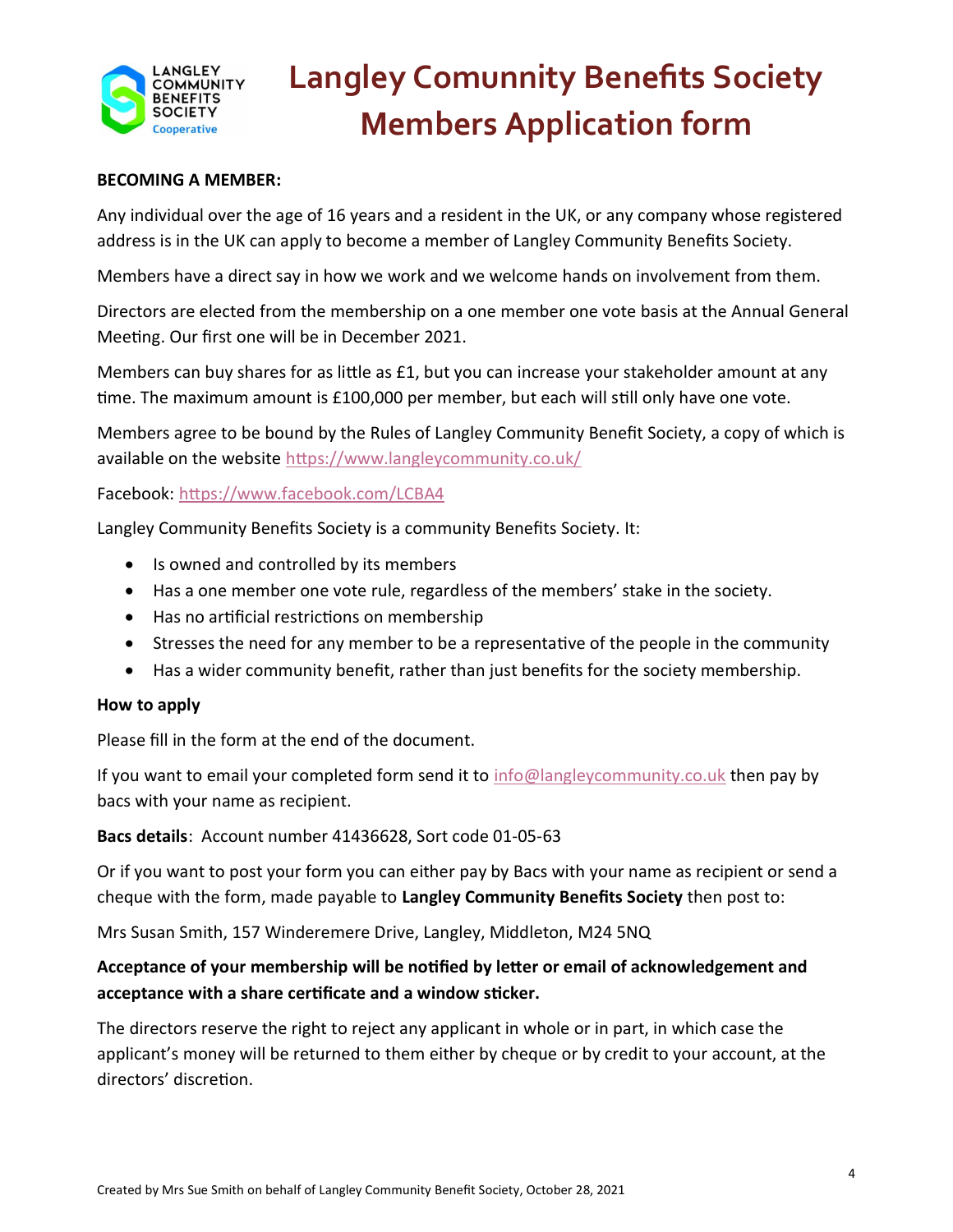# Langley Comunnity Benefits Society Members Application form

**BECOMING A MEMBER:**

Any individual over the age of 16 years and a resident in the UK, or any company whose registered address is in the UK can apply to become a member of Langley Community Benefits Society.

Members have a direct say in how we work and we welcome hands on involvement from them.

Directors are elected from the membership on a one member one vote basis at the Annual General Meeting. Our first one will be in December 2021.

Members can buy shares for as little as £1, but you can increase your stakeholder amount at any time. The maximum amount is £100,000 per member, but each will still only have one vote.

Members agree to be bound by the Rules of Langley Community Benefit Society, a copy of which is available on the website https://www.langleycommunity.co.uk/

Facebook: https://www.facebook.com/LCBA4

Langley Community Benefits Society is a community Benefits Society. It:

- Is owned and controlled by its members
- Has a one member one vote rule, regardless of the members' stake in the society.
- Has no artificial restrictions on membership
- Stresses the need for any member to be a representative of the people in the community
- Has a wider community benefit, rather than just benefits for the society membership.

**How to apply**

Please fill in the form at the end of the document.

If you want to email your completed form send it to info@langleycommunity.co.uk then pay by bacs with your name as recipient.

**Bacs details**: Account number 41436628, Sort code 01-05-63

Or if you want to post your form you can either pay by Bacs with your name as recipient or send a cheque with the form, made payable to **Langley Community Benefits Society** then post to:

Mrs Susan Smith, 157 Winderemere Drive, Langley, Middleton, M24 5NQ

**Acceptance of your membership will be notified by letter or email of acknowledgement and acceptance with a share certificate and a window sticker.**

The directors reserve the right to reject any applicant in whole or in part, in which case the applicant's money will be returned to them either by cheque or by credit to your account, at the directors' discretion.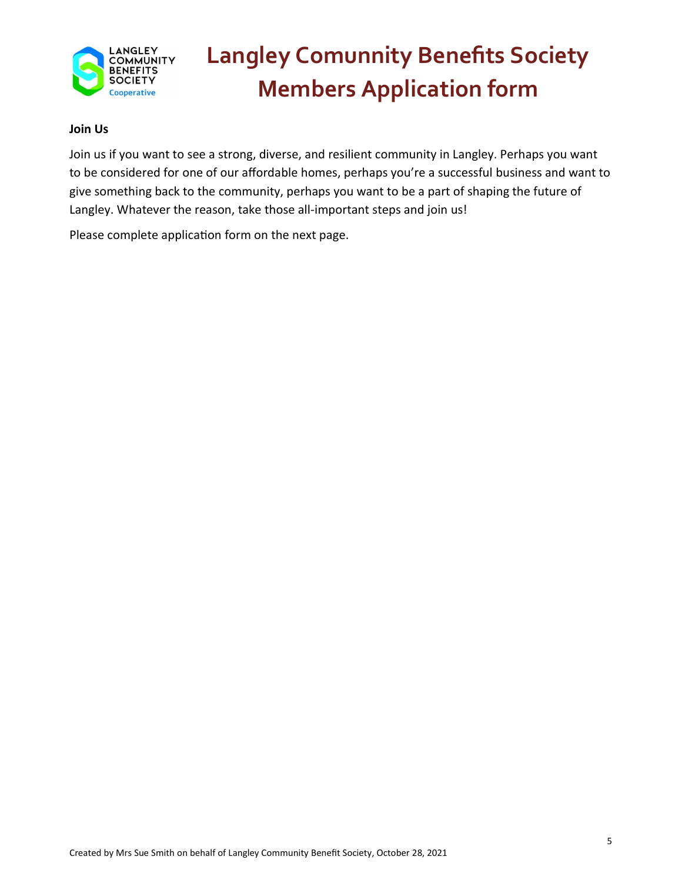# Langley Comunnity Benefits Society Members Application form

**Join Us**

Join us if you want to see a strong, diverse, and resilient community in Langley. Perhaps you want to be considered for one of our affordable homes, perhaps you're a successful business and want to give something back to the community, perhaps you want to be a part of shaping the future of Langley. Whatever the reason, take those all-important steps and join us!

Please complete application form on the next page.

Created by Mrs Sue Smith on behalf of Langley Community Benefit Society, October 28, 2021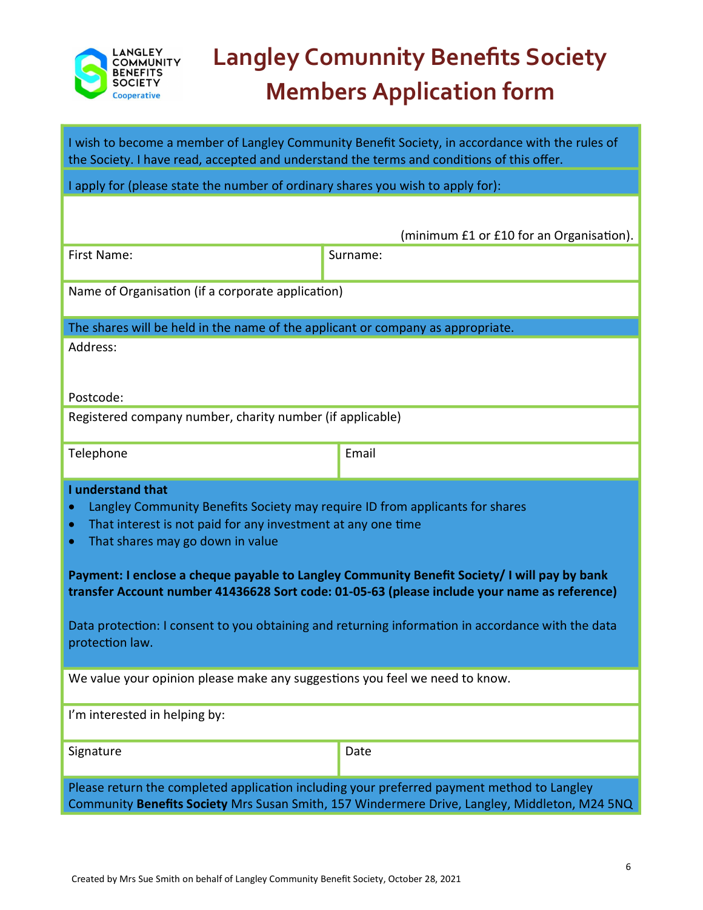LANGLEY COMMUNITY BENEFITS SOCIETY Cooperative

# Langley Comunnity Benefits Society Members Application form

I wish to become a member of Langley Community Benefit Society, in accordance with the rules of the Society. I have read, accepted and understand the terms and conditions of this offer.

I apply for (please state the number of ordinary shares you wish to apply for):

(minimum £1 or £10 for an Organisation).

| | |
|---|---|
| First Name: | Surname: |

Name of Organisation (if a corporate application)

The shares will be held in the name of the applicant or company as appropriate.

Address:

Postcode:

Registered company number, charity number (if applicable)

| | |
|---|---|
| Telephone | Email |

**I understand that**

- Langley Community Benefits Society may require ID from applicants for shares
- That interest is not paid for any investment at any one time
- That shares may go down in value

**Payment: I enclose a cheque payable to Langley Community Benefit Society/ I will pay by bank transfer Account number 41436628 Sort code: 01-05-63 (please include your name as reference)**

Data protection: I consent to you obtaining and returning information in accordance with the data protection law.

We value your opinion please make any suggestions you feel we need to know.

I'm interested in helping by:

| | |
|---|---|
| Signature | Date |

Please return the completed application including your preferred payment method to Langley Community **Benefits Society** Mrs Susan Smith, 157 Windermere Drive, Langley, Middleton, M24 5NQ

Created by Mrs Sue Smith on behalf of Langley Community Benefit Society, October 28, 2021